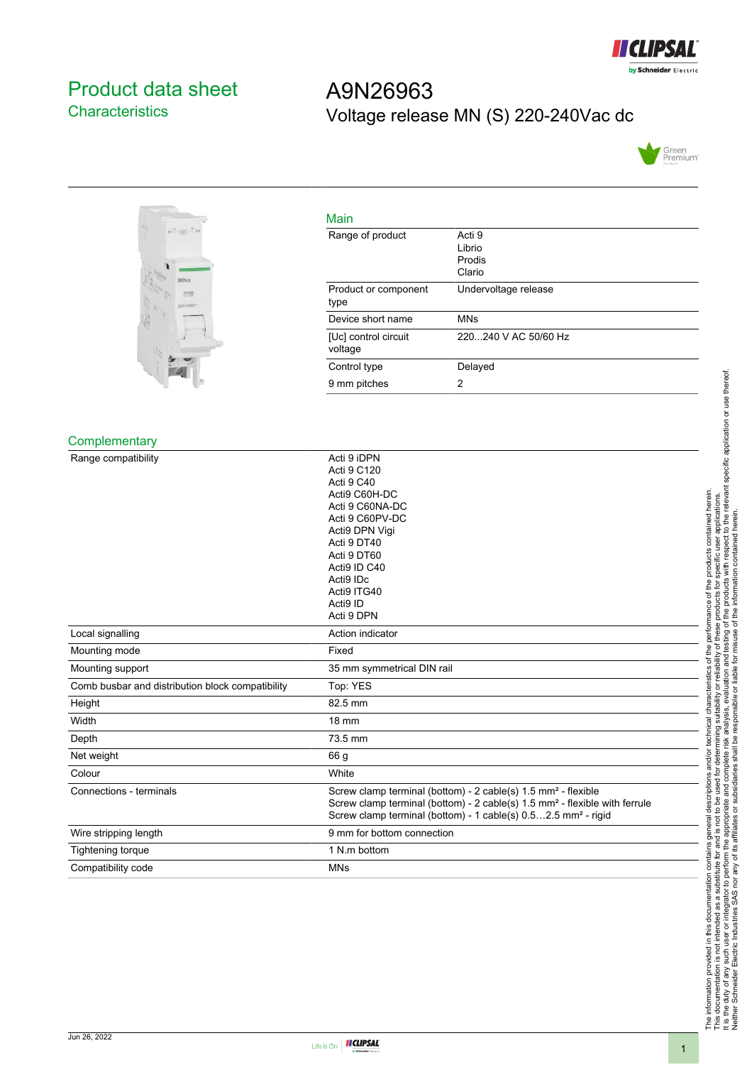# Product data sheet
## Characteristics

# A9N26963
## Voltage release MN (S) 220-240Vac dc

### Main

| | |
|---|---|
| Range of product | Acti 9<br>Librio<br>Prodis<br>Clario |
| Product or component type | Undervoltage release |
| Device short name | MNs |
| [Uc] control circuit voltage | 220...240 V AC 50/60 Hz |
| Control type | Delayed |
| 9 mm pitches | 2 |

### Complementary

| | |
|---|---|
| Range compatibility | Acti 9 iDPN<br>Acti 9 C120<br>Acti 9 C40<br>Acti9 C60H-DC<br>Acti 9 C60NA-DC<br>Acti 9 C60PV-DC<br>Acti9 DPN Vigi<br>Acti 9 DT40<br>Acti 9 DT60<br>Acti9 ID C40<br>Acti9 IDc<br>Acti9 ITG40<br>Acti9 ID<br>Acti 9 DPN |
| Local signalling | Action indicator |
| Mounting mode | Fixed |
| Mounting support | 35 mm symmetrical DIN rail |
| Comb busbar and distribution block compatibility | Top: YES |
| Height | 82.5 mm |
| Width | 18 mm |
| Depth | 73.5 mm |
| Net weight | 66 g |
| Colour | White |
| Connections - terminals | Screw clamp terminal (bottom) - 2 cable(s) 1.5 mm² - flexible<br>Screw clamp terminal (bottom) - 2 cable(s) 1.5 mm² - flexible with ferrule<br>Screw clamp terminal (bottom) - 1 cable(s) 0.5…2.5 mm² - rigid |
| Wire stripping length | 9 mm for bottom connection |
| Tightening torque | 1 N.m bottom |
| Compatibility code | MNs |

The information provided in this documentation contains general descriptions and/or technical characteristics of the performance of the products contained herein.
This documentation is not intended as a substitute for and is not to be used for determining suitability or reliability of these products for specific user applications.
It is the duty of any such user or integrator to perform the appropriate and complete risk analysis, evaluation and testing of the products with respect to the relevant specific application or use thereof.
Neither Schneider Electric Industries SAS nor any of its affiliates or subsidiaries shall be responsible or liable for misuse of the information contained herein.

Jun 26, 2022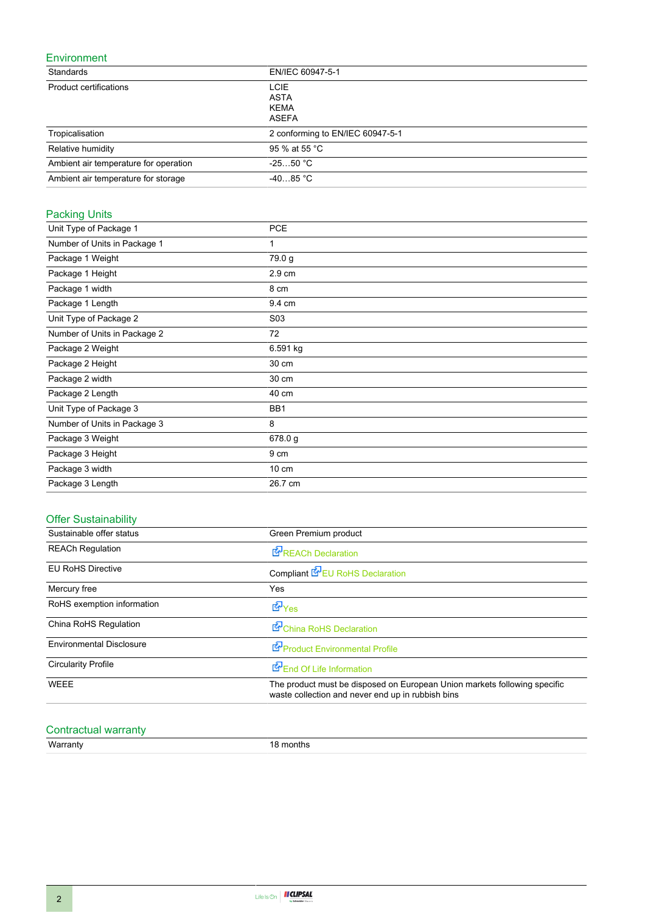## Environment

| | |
|---|---|
| Standards | EN/IEC 60947-5-1 |
| Product certifications | LCIE<br>ASTA<br>KEMA<br>ASEFA |
| Tropicalisation | 2 conforming to EN/IEC 60947-5-1 |
| Relative humidity | 95 % at 55 °C |
| Ambient air temperature for operation | -25…50 °C |
| Ambient air temperature for storage | -40…85 °C |

## Packing Units

| | |
|---|---|
| Unit Type of Package 1 | PCE |
| Number of Units in Package 1 | 1 |
| Package 1 Weight | 79.0 g |
| Package 1 Height | 2.9 cm |
| Package 1 width | 8 cm |
| Package 1 Length | 9.4 cm |
| Unit Type of Package 2 | S03 |
| Number of Units in Package 2 | 72 |
| Package 2 Weight | 6.591 kg |
| Package 2 Height | 30 cm |
| Package 2 width | 30 cm |
| Package 2 Length | 40 cm |
| Unit Type of Package 3 | BB1 |
| Number of Units in Package 3 | 8 |
| Package 3 Weight | 678.0 g |
| Package 3 Height | 9 cm |
| Package 3 width | 10 cm |
| Package 3 Length | 26.7 cm |

## Offer Sustainability

| | |
|---|---|
| Sustainable offer status | Green Premium product |
| REACh Regulation | REACh Declaration |
| EU RoHS Directive | Compliant EU RoHS Declaration |
| Mercury free | Yes |
| RoHS exemption information | Yes |
| China RoHS Regulation | China RoHS Declaration |
| Environmental Disclosure | Product Environmental Profile |
| Circularity Profile | End Of Life Information |
| WEEE | The product must be disposed on European Union markets following specific waste collection and never end up in rubbish bins |

## Contractual warranty

| | |
|---|---|
| Warranty | 18 months |